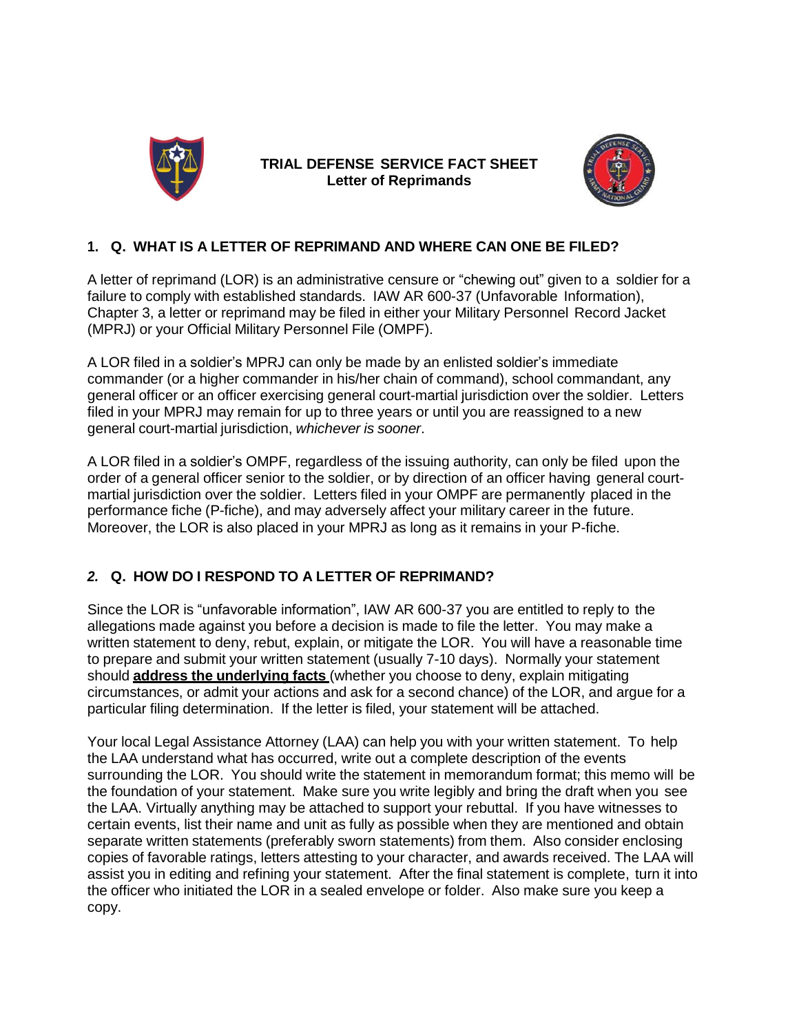# TRIAL DEFENSE SERVICE FACT SHEET
## Letter of Reprimands

### 1. Q. WHAT IS A LETTER OF REPRIMAND AND WHERE CAN ONE BE FILED?

A letter of reprimand (LOR) is an administrative censure or "chewing out" given to a soldier for a failure to comply with established standards. IAW AR 600-37 (Unfavorable Information), Chapter 3, a letter or reprimand may be filed in either your Military Personnel Record Jacket (MPRJ) or your Official Military Personnel File (OMPF).

A LOR filed in a soldier's MPRJ can only be made by an enlisted soldier's immediate commander (or a higher commander in his/her chain of command), school commandant, any general officer or an officer exercising general court-martial jurisdiction over the soldier. Letters filed in your MPRJ may remain for up to three years or until you are reassigned to a new general court-martial jurisdiction, *whichever is sooner*.

A LOR filed in a soldier's OMPF, regardless of the issuing authority, can only be filed upon the order of a general officer senior to the soldier, or by direction of an officer having general court-martial jurisdiction over the soldier. Letters filed in your OMPF are permanently placed in the performance fiche (P-fiche), and may adversely affect your military career in the future. Moreover, the LOR is also placed in your MPRJ as long as it remains in your P-fiche.

### *2.* Q. HOW DO I RESPOND TO A LETTER OF REPRIMAND?

Since the LOR is "unfavorable information", IAW AR 600-37 you are entitled to reply to the allegations made against you before a decision is made to file the letter. You may make a written statement to deny, rebut, explain, or mitigate the LOR. You will have a reasonable time to prepare and submit your written statement (usually 7-10 days). Normally your statement should **<u>address the underlying facts</u>** (whether you choose to deny, explain mitigating circumstances, or admit your actions and ask for a second chance) of the LOR, and argue for a particular filing determination. If the letter is filed, your statement will be attached.

Your local Legal Assistance Attorney (LAA) can help you with your written statement. To help the LAA understand what has occurred, write out a complete description of the events surrounding the LOR. You should write the statement in memorandum format; this memo will be the foundation of your statement. Make sure you write legibly and bring the draft when you see the LAA. Virtually anything may be attached to support your rebuttal. If you have witnesses to certain events, list their name and unit as fully as possible when they are mentioned and obtain separate written statements (preferably sworn statements) from them. Also consider enclosing copies of favorable ratings, letters attesting to your character, and awards received. The LAA will assist you in editing and refining your statement. After the final statement is complete, turn it into the officer who initiated the LOR in a sealed envelope or folder. Also make sure you keep a copy.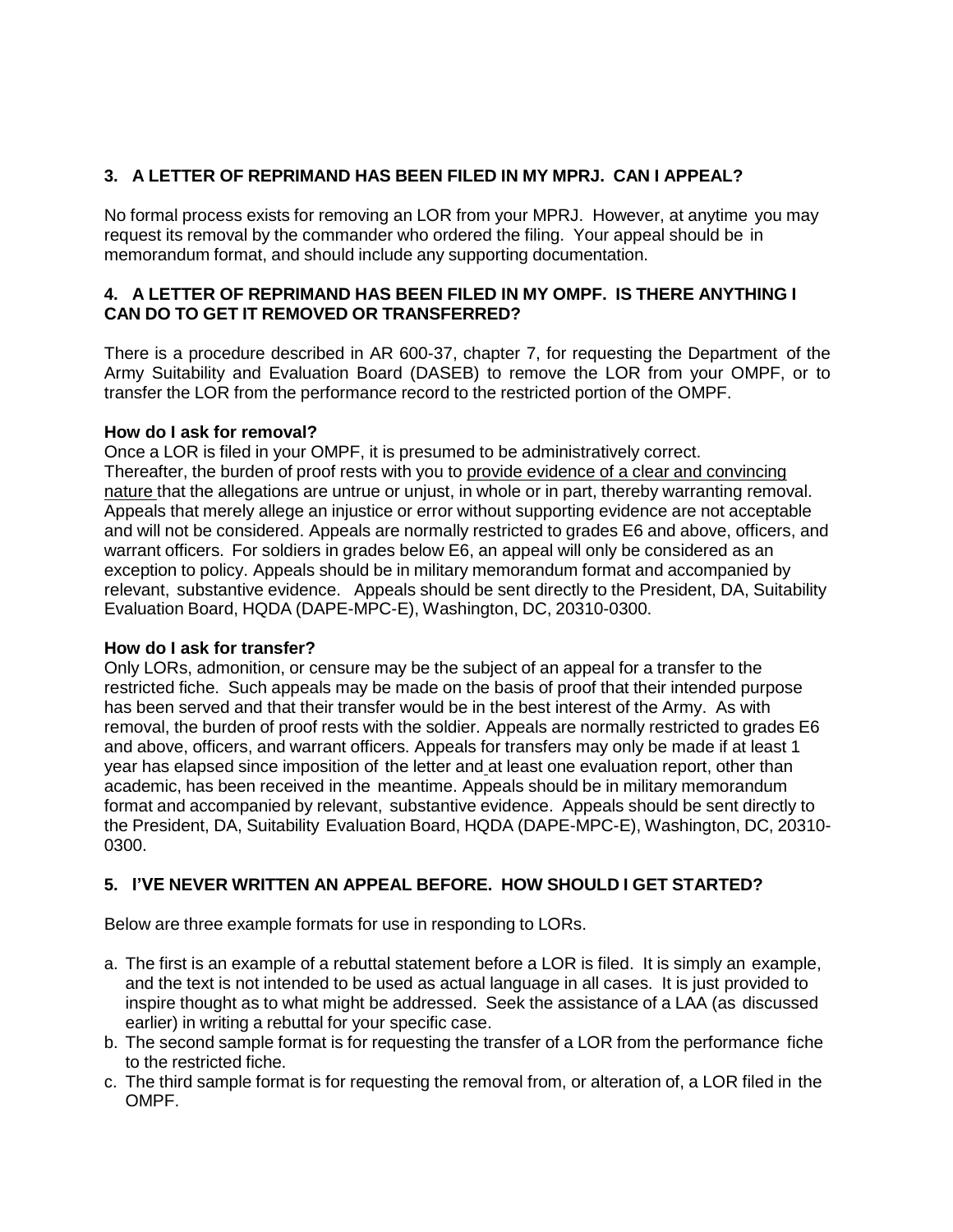### 3. A LETTER OF REPRIMAND HAS BEEN FILED IN MY MPRJ. CAN I APPEAL?

No formal process exists for removing an LOR from your MPRJ. However, at anytime you may request its removal by the commander who ordered the filing. Your appeal should be in memorandum format, and should include any supporting documentation.

### 4. A LETTER OF REPRIMAND HAS BEEN FILED IN MY OMPF. IS THERE ANYTHING I CAN DO TO GET IT REMOVED OR TRANSFERRED?

There is a procedure described in AR 600-37, chapter 7, for requesting the Department of the Army Suitability and Evaluation Board (DASEB) to remove the LOR from your OMPF, or to transfer the LOR from the performance record to the restricted portion of the OMPF.

**How do I ask for removal?**

Once a LOR is filed in your OMPF, it is presumed to be administratively correct. Thereafter, the burden of proof rests with you to provide evidence of a clear and convincing nature that the allegations are untrue or unjust, in whole or in part, thereby warranting removal. Appeals that merely allege an injustice or error without supporting evidence are not acceptable and will not be considered. Appeals are normally restricted to grades E6 and above, officers, and warrant officers. For soldiers in grades below E6, an appeal will only be considered as an exception to policy. Appeals should be in military memorandum format and accompanied by relevant, substantive evidence. Appeals should be sent directly to the President, DA, Suitability Evaluation Board, HQDA (DAPE-MPC-E), Washington, DC, 20310-0300.

**How do I ask for transfer?**

Only LORs, admonition, or censure may be the subject of an appeal for a transfer to the restricted fiche. Such appeals may be made on the basis of proof that their intended purpose has been served and that their transfer would be in the best interest of the Army. As with removal, the burden of proof rests with the soldier. Appeals are normally restricted to grades E6 and above, officers, and warrant officers. Appeals for transfers may only be made if at least 1 year has elapsed since imposition of the letter and at least one evaluation report, other than academic, has been received in the meantime. Appeals should be in military memorandum format and accompanied by relevant, substantive evidence. Appeals should be sent directly to the President, DA, Suitability Evaluation Board, HQDA (DAPE-MPC-E), Washington, DC, 20310-0300.

### 5. I'VE NEVER WRITTEN AN APPEAL BEFORE. HOW SHOULD I GET STARTED?

Below are three example formats for use in responding to LORs.

a. The first is an example of a rebuttal statement before a LOR is filed. It is simply an example, and the text is not intended to be used as actual language in all cases. It is just provided to inspire thought as to what might be addressed. Seek the assistance of a LAA (as discussed earlier) in writing a rebuttal for your specific case.
b. The second sample format is for requesting the transfer of a LOR from the performance fiche to the restricted fiche.
c. The third sample format is for requesting the removal from, or alteration of, a LOR filed in the OMPF.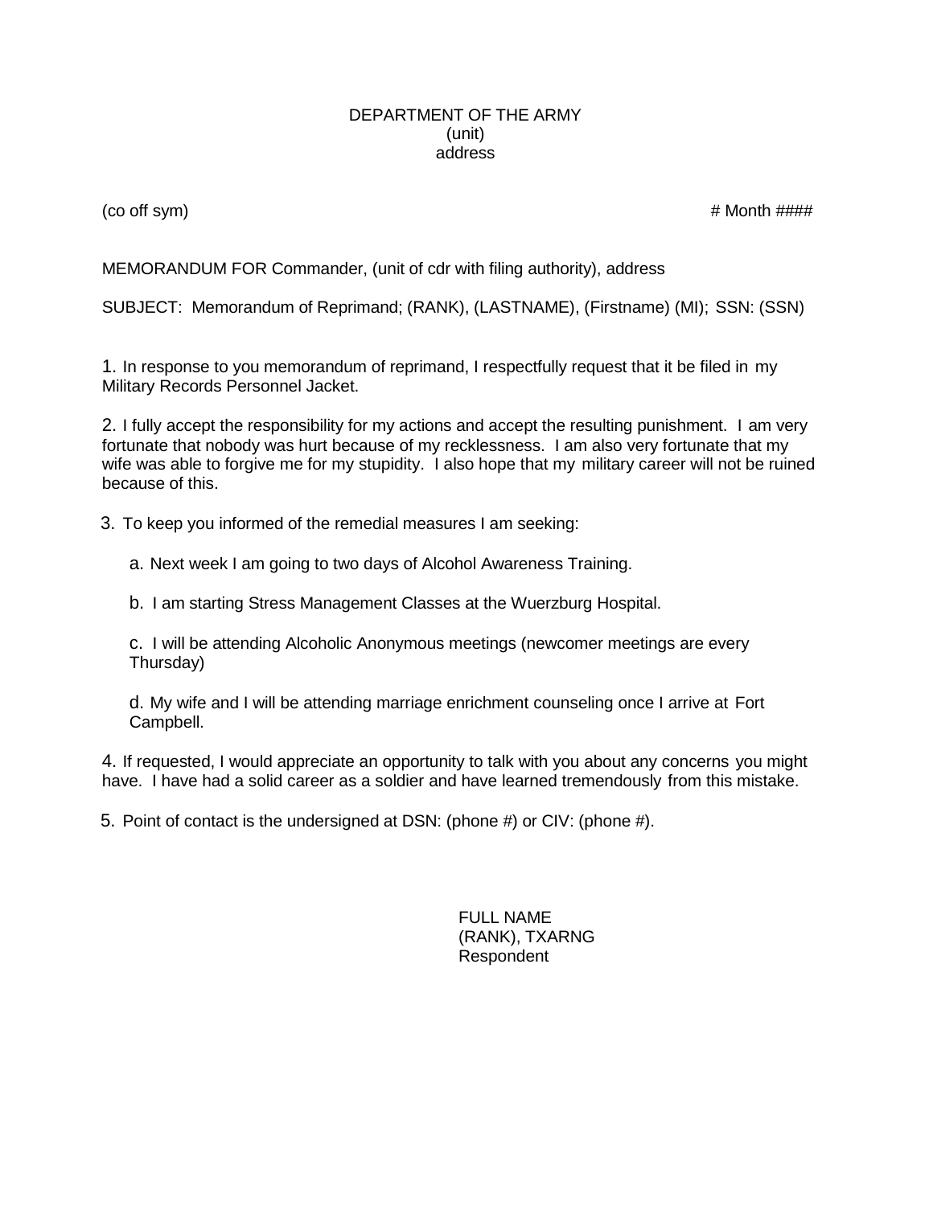DEPARTMENT OF THE ARMY
(unit)
address

(co off sym)                                                                                                    # Month ####

MEMORANDUM FOR Commander, (unit of cdr with filing authority), address

SUBJECT: Memorandum of Reprimand; (RANK), (LASTNAME), (Firstname) (MI); SSN: (SSN)

1. In response to you memorandum of reprimand, I respectfully request that it be filed in my Military Records Personnel Jacket.

2. I fully accept the responsibility for my actions and accept the resulting punishment. I am very fortunate that nobody was hurt because of my recklessness. I am also very fortunate that my wife was able to forgive me for my stupidity. I also hope that my military career will not be ruined because of this.

3. To keep you informed of the remedial measures I am seeking:

   a. Next week I am going to two days of Alcohol Awareness Training.

   b. I am starting Stress Management Classes at the Wuerzburg Hospital.

   c. I will be attending Alcoholic Anonymous meetings (newcomer meetings are every Thursday)

   d. My wife and I will be attending marriage enrichment counseling once I arrive at Fort Campbell.

4. If requested, I would appreciate an opportunity to talk with you about any concerns you might have. I have had a solid career as a soldier and have learned tremendously from this mistake.

5. Point of contact is the undersigned at DSN: (phone #) or CIV: (phone #).

FULL NAME
(RANK), TXARNG
Respondent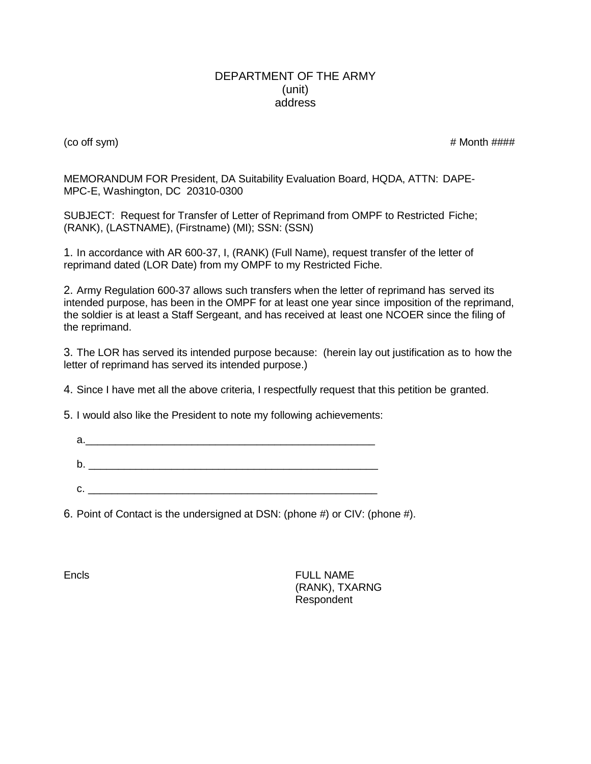DEPARTMENT OF THE ARMY
(unit)
address

(co off sym)                                                                                    # Month ####

MEMORANDUM FOR President, DA Suitability Evaluation Board, HQDA, ATTN: DAPE-MPC-E, Washington, DC 20310-0300

SUBJECT: Request for Transfer of Letter of Reprimand from OMPF to Restricted Fiche; (RANK), (LASTNAME), (Firstname) (MI); SSN: (SSN)

1. In accordance with AR 600-37, I, (RANK) (Full Name), request transfer of the letter of reprimand dated (LOR Date) from my OMPF to my Restricted Fiche.

2. Army Regulation 600-37 allows such transfers when the letter of reprimand has served its intended purpose, has been in the OMPF for at least one year since imposition of the reprimand, the soldier is at least a Staff Sergeant, and has received at least one NCOER since the filing of the reprimand.

3. The LOR has served its intended purpose because: (herein lay out justification as to how the letter of reprimand has served its intended purpose.)

4. Since I have met all the above criteria, I respectfully request that this petition be granted.

5. I would also like the President to note my following achievements:

a.___________________________________________________

b. ___________________________________________________

c. ___________________________________________________

6. Point of Contact is the undersigned at DSN: (phone #) or CIV: (phone #).

Encls

FULL NAME
(RANK), TXARNG
Respondent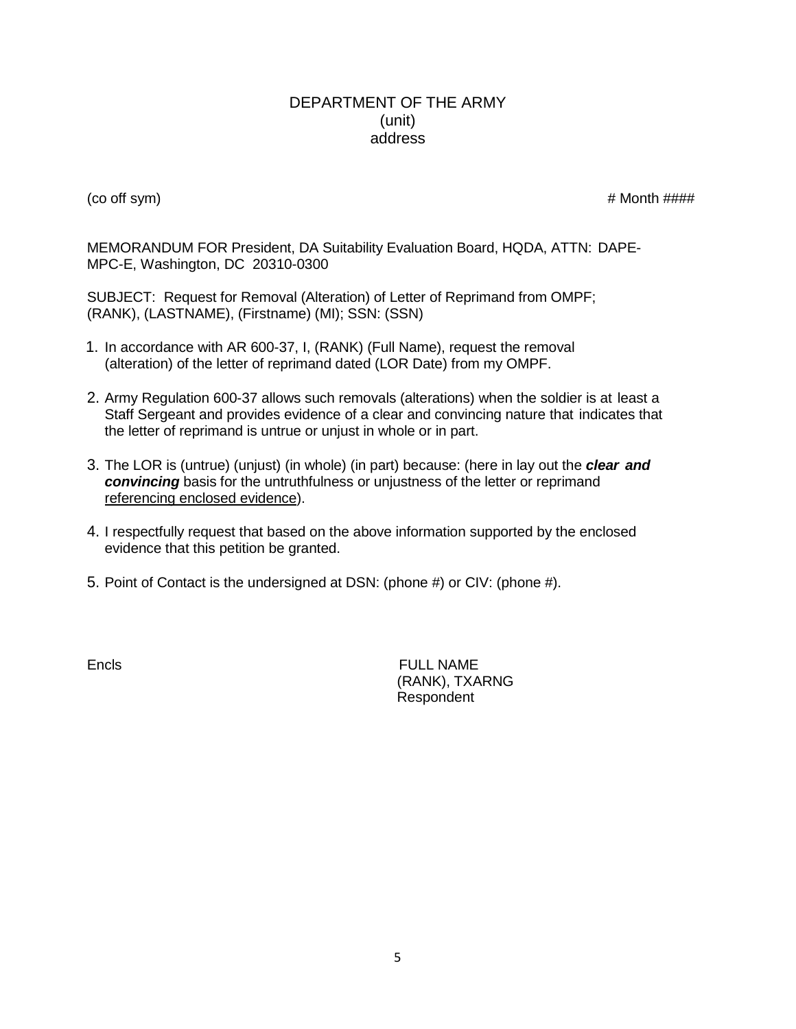DEPARTMENT OF THE ARMY
(unit)
address

(co off sym) # Month ####

MEMORANDUM FOR President, DA Suitability Evaluation Board, HQDA, ATTN: DAPE-MPC-E, Washington, DC 20310-0300

SUBJECT: Request for Removal (Alteration) of Letter of Reprimand from OMPF; (RANK), (LASTNAME), (Firstname) (MI); SSN: (SSN)

1. In accordance with AR 600-37, I, (RANK) (Full Name), request the removal (alteration) of the letter of reprimand dated (LOR Date) from my OMPF.

2. Army Regulation 600-37 allows such removals (alterations) when the soldier is at least a Staff Sergeant and provides evidence of a clear and convincing nature that indicates that the letter of reprimand is untrue or unjust in whole or in part.

3. The LOR is (untrue) (unjust) (in whole) (in part) because: (here in lay out the ***clear and convincing*** basis for the untruthfulness or unjustness of the letter or reprimand referencing enclosed evidence).

4. I respectfully request that based on the above information supported by the enclosed evidence that this petition be granted.

5. Point of Contact is the undersigned at DSN: (phone #) or CIV: (phone #).

Encls

FULL NAME
(RANK), TXARNG
Respondent